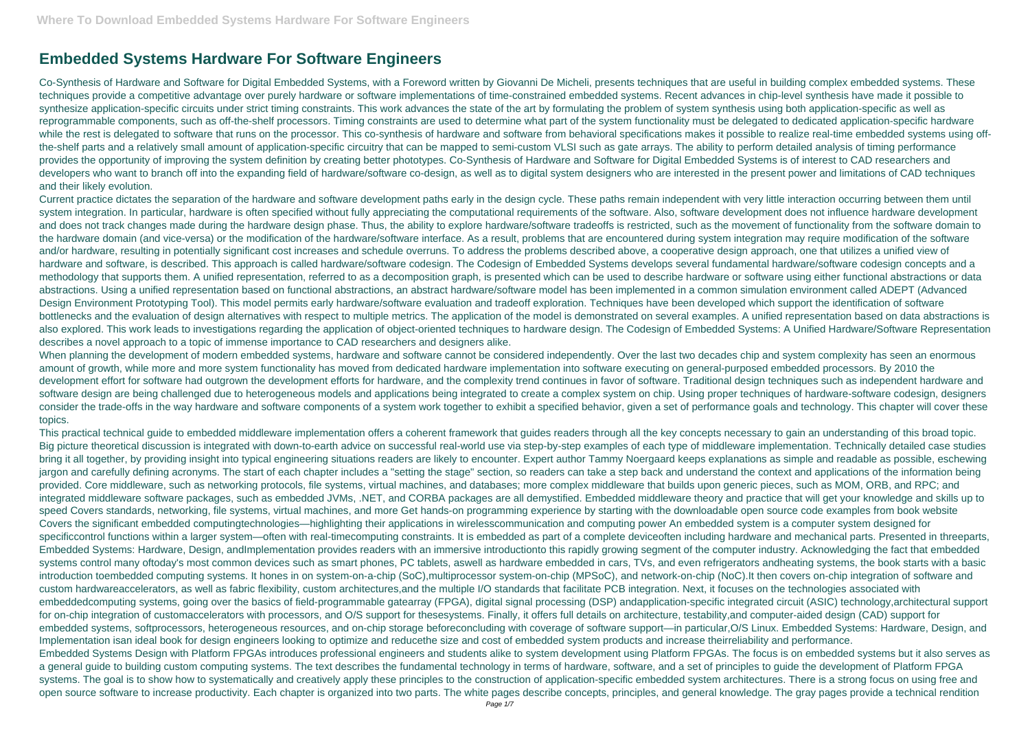# Embedded Systems Hardware For Software Engineers

Co-Synthesis of Hardware and Software for Digital Embedded Systems, with a Foreword written by Giovanni De Micheli, presents techniques that are useful in building complex embedded systems. These techniques provide a competitive advantage over purely hardware or software implementations of time-constrained embedded systems. Recent advances in chip-level synthesis have made it possible to synthesize application-specific circuits under strict timing constraints. This work advances the state of the art by formulating the problem of system synthesis using both application-specific as well as reprogrammable components, such as off-the-shelf processors. Timing constraints are used to determine what part of the system functionality must be delegated to dedicated application-specific hardware while the rest is delegated to software that runs on the processor. This co-synthesis of hardware and software from behavioral specifications makes it possible to realize real-time embedded systems using off-the-shelf parts and a relatively small amount of application-specific circuitry that can be mapped to semi-custom VLSI such as gate arrays. The ability to perform detailed analysis of timing performance provides the opportunity of improving the system definition by creating better phototypes. Co-Synthesis of Hardware and Software for Digital Embedded Systems is of interest to CAD researchers and developers who want to branch off into the expanding field of hardware/software co-design, as well as to digital system designers who are interested in the present power and limitations of CAD techniques and their likely evolution.

Current practice dictates the separation of the hardware and software development paths early in the design cycle. These paths remain independent with very little interaction occurring between them until system integration. In particular, hardware is often specified without fully appreciating the computational requirements of the software. Also, software development does not influence hardware development and does not track changes made during the hardware design phase. Thus, the ability to explore hardware/software tradeoffs is restricted, such as the movement of functionality from the software domain to the hardware domain (and vice-versa) or the modification of the hardware/software interface. As a result, problems that are encountered during system integration may require modification of the software and/or hardware, resulting in potentially significant cost increases and schedule overruns. To address the problems described above, a cooperative design approach, one that utilizes a unified view of hardware and software, is described. This approach is called hardware/software codesign. The Codesign of Embedded Systems develops several fundamental hardware/software codesign concepts and a methodology that supports them. A unified representation, referred to as a decomposition graph, is presented which can be used to describe hardware or software using either functional abstractions or data abstractions. Using a unified representation based on functional abstractions, an abstract hardware/software model has been implemented in a common simulation environment called ADEPT (Advanced Design Environment Prototyping Tool). This model permits early hardware/software evaluation and tradeoff exploration. Techniques have been developed which support the identification of software bottlenecks and the evaluation of design alternatives with respect to multiple metrics. The application of the model is demonstrated on several examples. A unified representation based on data abstractions is also explored. This work leads to investigations regarding the application of object-oriented techniques to hardware design. The Codesign of Embedded Systems: A Unified Hardware/Software Representation describes a novel approach to a topic of immense importance to CAD researchers and designers alike.

When planning the development of modern embedded systems, hardware and software cannot be considered independently. Over the last two decades chip and system complexity has seen an enormous amount of growth, while more and more system functionality has moved from dedicated hardware implementation into software executing on general-purposed embedded processors. By 2010 the development effort for software had outgrown the development efforts for hardware, and the complexity trend continues in favor of software. Traditional design techniques such as independent hardware and software design are being challenged due to heterogeneous models and applications being integrated to create a complex system on chip. Using proper techniques of hardware-software codesign, designers consider the trade-offs in the way hardware and software components of a system work together to exhibit a specified behavior, given a set of performance goals and technology. This chapter will cover these topics.

This practical technical guide to embedded middleware implementation offers a coherent framework that guides readers through all the key concepts necessary to gain an understanding of this broad topic. Big picture theoretical discussion is integrated with down-to-earth advice on successful real-world use via step-by-step examples of each type of middleware implementation. Technically detailed case studies bring it all together, by providing insight into typical engineering situations readers are likely to encounter. Expert author Tammy Noergaard keeps explanations as simple and readable as possible, eschewing jargon and carefully defining acronyms. The start of each chapter includes a "setting the stage" section, so readers can take a step back and understand the context and applications of the information being provided. Core middleware, such as networking protocols, file systems, virtual machines, and databases; more complex middleware that builds upon generic pieces, such as MOM, ORB, and RPC; and integrated middleware software packages, such as embedded JVMs, .NET, and CORBA packages are all demystified. Embedded middleware theory and practice that will get your knowledge and skills up to speed Covers standards, networking, file systems, virtual machines, and more Get hands-on programming experience by starting with the downloadable open source code examples from book website Covers the significant embedded computingtechnologies—highlighting their applications in wirelesscommunication and computing power An embedded system is a computer system designed for specificcontrol functions within a larger system—often with real-timecomputing constraints. It is embedded as part of a complete deviceoften including hardware and mechanical parts. Presented in threeparts, Embedded Systems: Hardware, Design, andImplementation provides readers with an immersive introductionto this rapidly growing segment of the computer industry. Acknowledging the fact that embedded systems control many oftoday's most common devices such as smart phones, PC tablets, aswell as hardware embedded in cars, TVs, and even refrigerators andheating systems, the book starts with a basic introduction toembedded computing systems. It hones in on system-on-a-chip (SoC),multiprocessor system-on-chip (MPSoC), and network-on-chip (NoC).It then covers on-chip integration of software and custom hardwareaccelerators, as well as fabric flexibility, custom architectures,and the multiple I/O standards that facilitate PCB integration. Next, it focuses on the technologies associated with embeddedcomputing systems, going over the basics of field-programmable gatearray (FPGA), digital signal processing (DSP) andapplication-specific integrated circuit (ASIC) technology,architectural support for on-chip integration of customaccelerators with processors, and O/S support for thesesystems. Finally, it offers full details on architecture, testability,and computer-aided design (CAD) support for embedded systems, softprocessors, heterogeneous resources, and on-chip storage beforeconcluding with coverage of software support—in particular,O/S Linux. Embedded Systems: Hardware, Design, and Implementation isan ideal book for design engineers looking to optimize and reducethe size and cost of embedded system products and increase theirreliability and performance.

Embedded Systems Design with Platform FPGAs introduces professional engineers and students alike to system development using Platform FPGAs. The focus is on embedded systems but it also serves as a general guide to building custom computing systems. The text describes the fundamental technology in terms of hardware, software, and a set of principles to guide the development of Platform FPGA systems. The goal is to show how to systematically and creatively apply these principles to the construction of application-specific embedded system architectures. There is a strong focus on using free and open source software to increase productivity. Each chapter is organized into two parts. The white pages describe concepts, principles, and general knowledge. The gray pages provide a technical rendition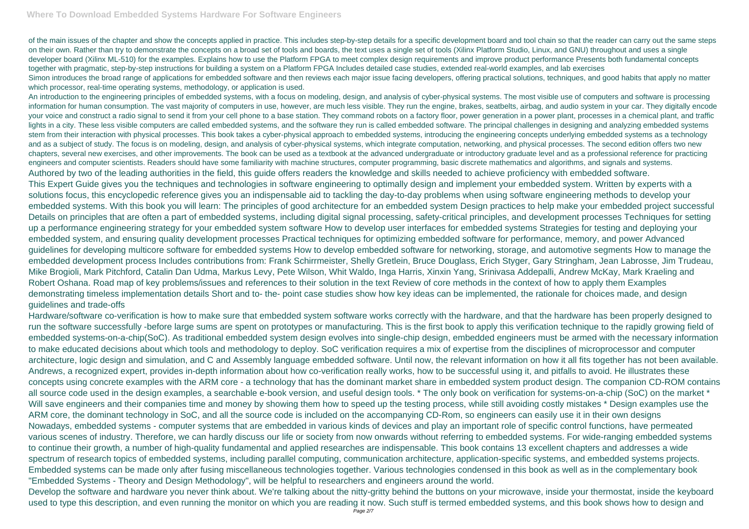of the main issues of the chapter and show the concepts applied in practice. This includes step-by-step details for a specific development board and tool chain so that the reader can carry out the same steps on their own. Rather than try to demonstrate the concepts on a broad set of tools and boards, the text uses a single set of tools (Xilinx Platform Studio, Linux, and GNU) throughout and uses a single developer board (Xilinx ML-510) for the examples. Explains how to use the Platform FPGA to meet complex design requirements and improve product performance Presents both fundamental concepts together with pragmatic, step-by-step instructions for building a system on a Platform FPGA Includes detailed case studies, extended real-world examples, and lab exercises
Simon introduces the broad range of applications for embedded software and then reviews each major issue facing developers, offering practical solutions, techniques, and good habits that apply no matter which processor, real-time operating systems, methodology, or application is used.

An introduction to the engineering principles of embedded systems, with a focus on modeling, design, and analysis of cyber-physical systems. The most visible use of computers and software is processing information for human consumption. The vast majority of computers in use, however, are much less visible. They run the engine, brakes, seatbelts, airbag, and audio system in your car. They digitally encode your voice and construct a radio signal to send it from your cell phone to a base station. They command robots on a factory floor, power generation in a power plant, processes in a chemical plant, and traffic lights in a city. These less visible computers are called embedded systems, and the software they run is called embedded software. The principal challenges in designing and analyzing embedded systems stem from their interaction with physical processes. This book takes a cyber-physical approach to embedded systems, introducing the engineering concepts underlying embedded systems as a technology and as a subject of study. The focus is on modeling, design, and analysis of cyber-physical systems, which integrate computation, networking, and physical processes. The second edition offers two new chapters, several new exercises, and other improvements. The book can be used as a textbook at the advanced undergraduate or introductory graduate level and as a professional reference for practicing engineers and computer scientists. Readers should have some familiarity with machine structures, computer programming, basic discrete mathematics and algorithms, and signals and systems.

Authored by two of the leading authorities in the field, this guide offers readers the knowledge and skills needed to achieve proficiency with embedded software.

This Expert Guide gives you the techniques and technologies in software engineering to optimally design and implement your embedded system. Written by experts with a solutions focus, this encyclopedic reference gives you an indispensable aid to tackling the day-to-day problems when using software engineering methods to develop your embedded systems. With this book you will learn: The principles of good architecture for an embedded system Design practices to help make your embedded project successful Details on principles that are often a part of embedded systems, including digital signal processing, safety-critical principles, and development processes Techniques for setting up a performance engineering strategy for your embedded system software How to develop user interfaces for embedded systems Strategies for testing and deploying your embedded system, and ensuring quality development processes Practical techniques for optimizing embedded software for performance, memory, and power Advanced guidelines for developing multicore software for embedded systems How to develop embedded software for networking, storage, and automotive segments How to manage the embedded development process Includes contributions from: Frank Schirrmeister, Shelly Gretlein, Bruce Douglass, Erich Styger, Gary Stringham, Jean Labrosse, Jim Trudeau, Mike Brogioli, Mark Pitchford, Catalin Dan Udma, Markus Levy, Pete Wilson, Whit Waldo, Inga Harris, Xinxin Yang, Srinivasa Addepalli, Andrew McKay, Mark Kraeling and Robert Oshana. Road map of key problems/issues and references to their solution in the text Review of core methods in the context of how to apply them Examples demonstrating timeless implementation details Short and to- the- point case studies show how key ideas can be implemented, the rationale for choices made, and design guidelines and trade-offs

Hardware/software co-verification is how to make sure that embedded system software works correctly with the hardware, and that the hardware has been properly designed to run the software successfully -before large sums are spent on prototypes or manufacturing. This is the first book to apply this verification technique to the rapidly growing field of embedded systems-on-a-chip(SoC). As traditional embedded system design evolves into single-chip design, embedded engineers must be armed with the necessary information to make educated decisions about which tools and methodology to deploy. SoC verification requires a mix of expertise from the disciplines of microprocessor and computer architecture, logic design and simulation, and C and Assembly language embedded software. Until now, the relevant information on how it all fits together has not been available. Andrews, a recognized expert, provides in-depth information about how co-verification really works, how to be successful using it, and pitfalls to avoid. He illustrates these concepts using concrete examples with the ARM core - a technology that has the dominant market share in embedded system product design. The companion CD-ROM contains all source code used in the design examples, a searchable e-book version, and useful design tools. * The only book on verification for systems-on-a-chip (SoC) on the market * Will save engineers and their companies time and money by showing them how to speed up the testing process, while still avoiding costly mistakes * Design examples use the ARM core, the dominant technology in SoC, and all the source code is included on the accompanying CD-Rom, so engineers can easily use it in their own designs

Nowadays, embedded systems - computer systems that are embedded in various kinds of devices and play an important role of specific control functions, have permeated various scenes of industry. Therefore, we can hardly discuss our life or society from now onwards without referring to embedded systems. For wide-ranging embedded systems to continue their growth, a number of high-quality fundamental and applied researches are indispensable. This book contains 13 excellent chapters and addresses a wide spectrum of research topics of embedded systems, including parallel computing, communication architecture, application-specific systems, and embedded systems projects. Embedded systems can be made only after fusing miscellaneous technologies together. Various technologies condensed in this book as well as in the complementary book "Embedded Systems - Theory and Design Methodology", will be helpful to researchers and engineers around the world.

Develop the software and hardware you never think about. We're talking about the nitty-gritty behind the buttons on your microwave, inside your thermostat, inside the keyboard used to type this description, and even running the monitor on which you are reading it now. Such stuff is termed embedded systems, and this book shows how to design and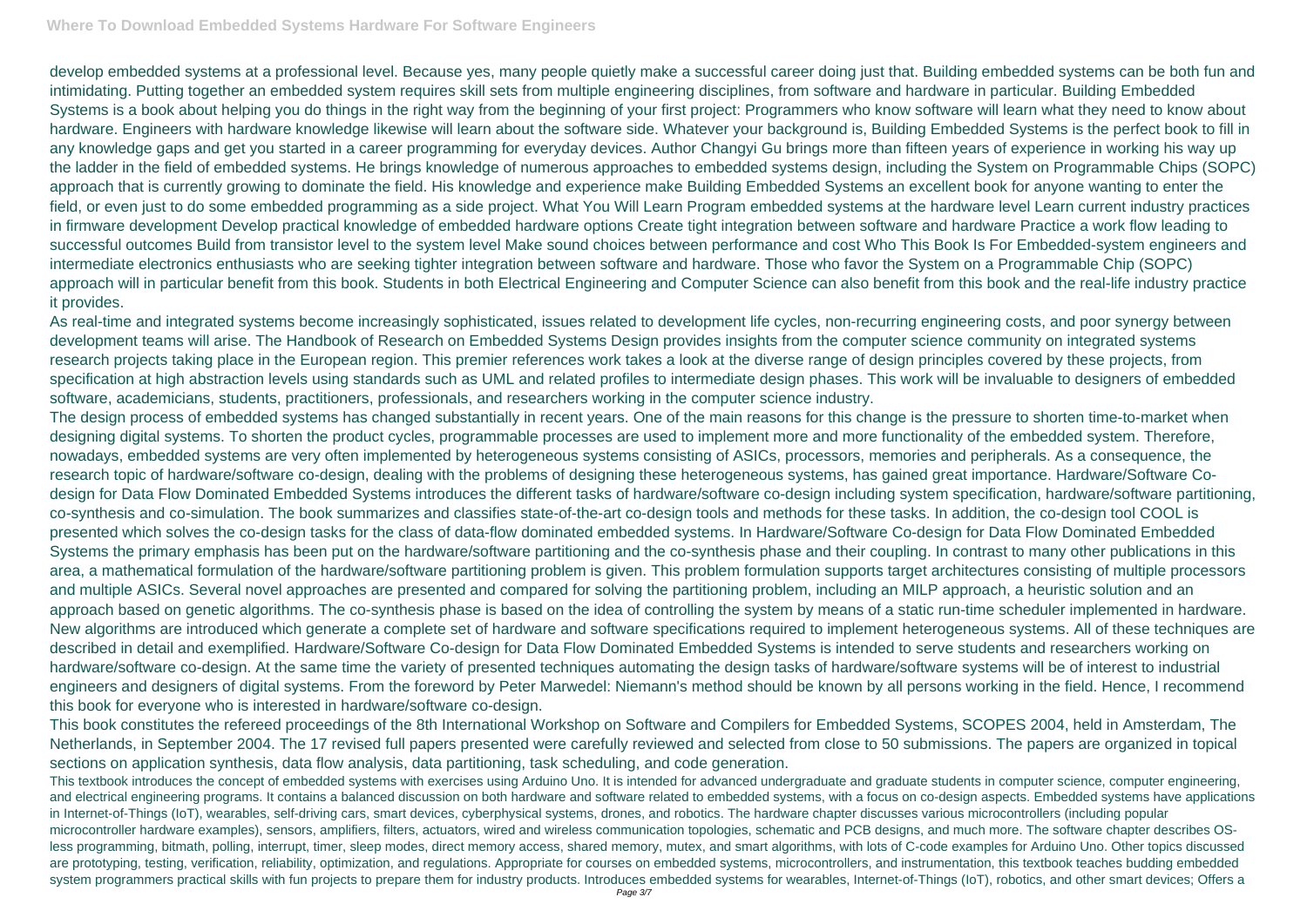develop embedded systems at a professional level. Because yes, many people quietly make a successful career doing just that. Building embedded systems can be both fun and intimidating. Putting together an embedded system requires skill sets from multiple engineering disciplines, from software and hardware in particular. Building Embedded Systems is a book about helping you do things in the right way from the beginning of your first project: Programmers who know software will learn what they need to know about hardware. Engineers with hardware knowledge likewise will learn about the software side. Whatever your background is, Building Embedded Systems is the perfect book to fill in any knowledge gaps and get you started in a career programming for everyday devices. Author Changyi Gu brings more than fifteen years of experience in working his way up the ladder in the field of embedded systems. He brings knowledge of numerous approaches to embedded systems design, including the System on Programmable Chips (SOPC) approach that is currently growing to dominate the field. His knowledge and experience make Building Embedded Systems an excellent book for anyone wanting to enter the field, or even just to do some embedded programming as a side project. What You Will Learn Program embedded systems at the hardware level Learn current industry practices in firmware development Develop practical knowledge of embedded hardware options Create tight integration between software and hardware Practice a work flow leading to successful outcomes Build from transistor level to the system level Make sound choices between performance and cost Who This Book Is For Embedded-system engineers and intermediate electronics enthusiasts who are seeking tighter integration between software and hardware. Those who favor the System on a Programmable Chip (SOPC) approach will in particular benefit from this book. Students in both Electrical Engineering and Computer Science can also benefit from this book and the real-life industry practice it provides.

As real-time and integrated systems become increasingly sophisticated, issues related to development life cycles, non-recurring engineering costs, and poor synergy between development teams will arise. The Handbook of Research on Embedded Systems Design provides insights from the computer science community on integrated systems research projects taking place in the European region. This premier references work takes a look at the diverse range of design principles covered by these projects, from specification at high abstraction levels using standards such as UML and related profiles to intermediate design phases. This work will be invaluable to designers of embedded software, academicians, students, practitioners, professionals, and researchers working in the computer science industry.

The design process of embedded systems has changed substantially in recent years. One of the main reasons for this change is the pressure to shorten time-to-market when designing digital systems. To shorten the product cycles, programmable processes are used to implement more and more functionality of the embedded system. Therefore, nowadays, embedded systems are very often implemented by heterogeneous systems consisting of ASICs, processors, memories and peripherals. As a consequence, the research topic of hardware/software co-design, dealing with the problems of designing these heterogeneous systems, has gained great importance. Hardware/Software Co-design for Data Flow Dominated Embedded Systems introduces the different tasks of hardware/software co-design including system specification, hardware/software partitioning, co-synthesis and co-simulation. The book summarizes and classifies state-of-the-art co-design tools and methods for these tasks. In addition, the co-design tool COOL is presented which solves the co-design tasks for the class of data-flow dominated embedded systems. In Hardware/Software Co-design for Data Flow Dominated Embedded Systems the primary emphasis has been put on the hardware/software partitioning and the co-synthesis phase and their coupling. In contrast to many other publications in this area, a mathematical formulation of the hardware/software partitioning problem is given. This problem formulation supports target architectures consisting of multiple processors and multiple ASICs. Several novel approaches are presented and compared for solving the partitioning problem, including an MILP approach, a heuristic solution and an approach based on genetic algorithms. The co-synthesis phase is based on the idea of controlling the system by means of a static run-time scheduler implemented in hardware. New algorithms are introduced which generate a complete set of hardware and software specifications required to implement heterogeneous systems. All of these techniques are described in detail and exemplified. Hardware/Software Co-design for Data Flow Dominated Embedded Systems is intended to serve students and researchers working on hardware/software co-design. At the same time the variety of presented techniques automating the design tasks of hardware/software systems will be of interest to industrial engineers and designers of digital systems. From the foreword by Peter Marwedel: Niemann's method should be known by all persons working in the field. Hence, I recommend this book for everyone who is interested in hardware/software co-design.

This book constitutes the refereed proceedings of the 8th International Workshop on Software and Compilers for Embedded Systems, SCOPES 2004, held in Amsterdam, The Netherlands, in September 2004. The 17 revised full papers presented were carefully reviewed and selected from close to 50 submissions. The papers are organized in topical sections on application synthesis, data flow analysis, data partitioning, task scheduling, and code generation.

This textbook introduces the concept of embedded systems with exercises using Arduino Uno. It is intended for advanced undergraduate and graduate students in computer science, computer engineering, and electrical engineering programs. It contains a balanced discussion on both hardware and software related to embedded systems, with a focus on co-design aspects. Embedded systems have applications in Internet-of-Things (IoT), wearables, self-driving cars, smart devices, cyberphysical systems, drones, and robotics. The hardware chapter discusses various microcontrollers (including popular microcontroller hardware examples), sensors, amplifiers, filters, actuators, wired and wireless communication topologies, schematic and PCB designs, and much more. The software chapter describes OS-less programming, bitmath, polling, interrupt, timer, sleep modes, direct memory access, shared memory, mutex, and smart algorithms, with lots of C-code examples for Arduino Uno. Other topics discussed are prototyping, testing, verification, reliability, optimization, and regulations. Appropriate for courses on embedded systems, microcontrollers, and instrumentation, this textbook teaches budding embedded system programmers practical skills with fun projects to prepare them for industry products. Introduces embedded systems for wearables, Internet-of-Things (IoT), robotics, and other smart devices; Offers a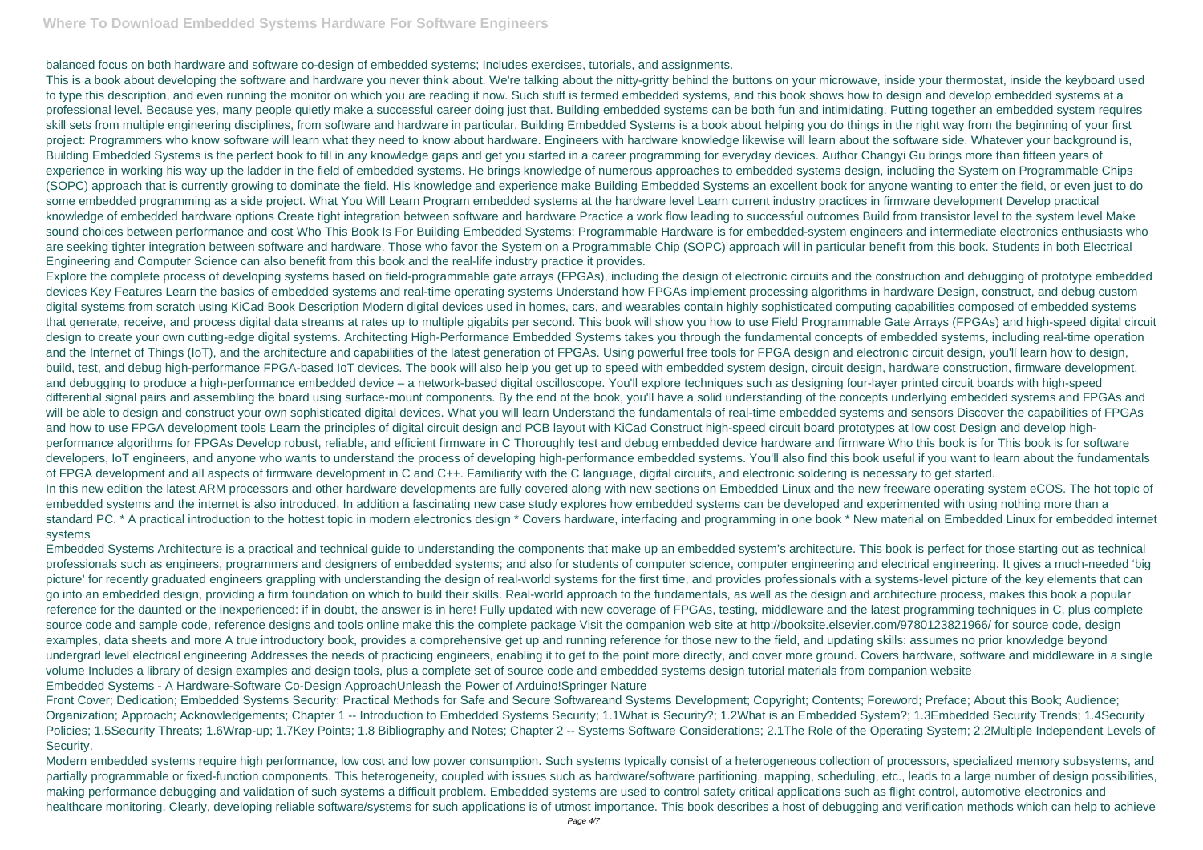balanced focus on both hardware and software co-design of embedded systems; Includes exercises, tutorials, and assignments.

This is a book about developing the software and hardware you never think about. We're talking about the nitty-gritty behind the buttons on your microwave, inside your thermostat, inside the keyboard used to type this description, and even running the monitor on which you are reading it now. Such stuff is termed embedded systems, and this book shows how to design and develop embedded systems at a professional level. Because yes, many people quietly make a successful career doing just that. Building embedded systems can be both fun and intimidating. Putting together an embedded system requires skill sets from multiple engineering disciplines, from software and hardware in particular. Building Embedded Systems is a book about helping you do things in the right way from the beginning of your first project: Programmers who know software will learn what they need to know about hardware. Engineers with hardware knowledge likewise will learn about the software side. Whatever your background is, Building Embedded Systems is the perfect book to fill in any knowledge gaps and get you started in a career programming for everyday devices. Author Changyi Gu brings more than fifteen years of experience in working his way up the ladder in the field of embedded systems. He brings knowledge of numerous approaches to embedded systems design, including the System on Programmable Chips (SOPC) approach that is currently growing to dominate the field. His knowledge and experience make Building Embedded Systems an excellent book for anyone wanting to enter the field, or even just to do some embedded programming as a side project. What You Will Learn Program embedded systems at the hardware level Learn current industry practices in firmware development Develop practical knowledge of embedded hardware options Create tight integration between software and hardware Practice a work flow leading to successful outcomes Build from transistor level to the system level Make sound choices between performance and cost Who This Book Is For Building Embedded Systems: Programmable Hardware is for embedded-system engineers and intermediate electronics enthusiasts who are seeking tighter integration between software and hardware. Those who favor the System on a Programmable Chip (SOPC) approach will in particular benefit from this book. Students in both Electrical Engineering and Computer Science can also benefit from this book and the real-life industry practice it provides.

Explore the complete process of developing systems based on field-programmable gate arrays (FPGAs), including the design of electronic circuits and the construction and debugging of prototype embedded devices Key Features Learn the basics of embedded systems and real-time operating systems Understand how FPGAs implement processing algorithms in hardware Design, construct, and debug custom digital systems from scratch using KiCad Book Description Modern digital devices used in homes, cars, and wearables contain highly sophisticated computing capabilities composed of embedded systems that generate, receive, and process digital data streams at rates up to multiple gigabits per second. This book will show you how to use Field Programmable Gate Arrays (FPGAs) and high-speed digital circuit design to create your own cutting-edge digital systems. Architecting High-Performance Embedded Systems takes you through the fundamental concepts of embedded systems, including real-time operation and the Internet of Things (IoT), and the architecture and capabilities of the latest generation of FPGAs. Using powerful free tools for FPGA design and electronic circuit design, you'll learn how to design, build, test, and debug high-performance FPGA-based IoT devices. The book will also help you get up to speed with embedded system design, circuit design, hardware construction, firmware development, and debugging to produce a high-performance embedded device – a network-based digital oscilloscope. You'll explore techniques such as designing four-layer printed circuit boards with high-speed differential signal pairs and assembling the board using surface-mount components. By the end of the book, you'll have a solid understanding of the concepts underlying embedded systems and FPGAs and will be able to design and construct your own sophisticated digital devices. What you will learn Understand the fundamentals of real-time embedded systems and sensors Discover the capabilities of FPGAs and how to use FPGA development tools Learn the principles of digital circuit design and PCB layout with KiCad Construct high-speed circuit board prototypes at low cost Design and develop high-performance algorithms for FPGAs Develop robust, reliable, and efficient firmware in C Thoroughly test and debug embedded device hardware and firmware Who this book is for This book is for software developers, IoT engineers, and anyone who wants to understand the process of developing high-performance embedded systems. You'll also find this book useful if you want to learn about the fundamentals of FPGA development and all aspects of firmware development in C and C++. Familiarity with the C language, digital circuits, and electronic soldering is necessary to get started.

In this new edition the latest ARM processors and other hardware developments are fully covered along with new sections on Embedded Linux and the new freeware operating system eCOS. The hot topic of embedded systems and the internet is also introduced. In addition a fascinating new case study explores how embedded systems can be developed and experimented with using nothing more than a standard PC. * A practical introduction to the hottest topic in modern electronics design * Covers hardware, interfacing and programming in one book * New material on Embedded Linux for embedded internet systems

Embedded Systems Architecture is a practical and technical guide to understanding the components that make up an embedded system's architecture. This book is perfect for those starting out as technical professionals such as engineers, programmers and designers of embedded systems; and also for students of computer science, computer engineering and electrical engineering. It gives a much-needed 'big picture' for recently graduated engineers grappling with understanding the design of real-world systems for the first time, and provides professionals with a systems-level picture of the key elements that can go into an embedded design, providing a firm foundation on which to build their skills. Real-world approach to the fundamentals, as well as the design and architecture process, makes this book a popular reference for the daunted or the inexperienced: if in doubt, the answer is in here! Fully updated with new coverage of FPGAs, testing, middleware and the latest programming techniques in C, plus complete source code and sample code, reference designs and tools online make this the complete package Visit the companion web site at http://booksite.elsevier.com/9780123821966/ for source code, design examples, data sheets and more A true introductory book, provides a comprehensive get up and running reference for those new to the field, and updating skills: assumes no prior knowledge beyond undergrad level electrical engineering Addresses the needs of practicing engineers, enabling it to get to the point more directly, and cover more ground. Covers hardware, software and middleware in a single volume Includes a library of design examples and design tools, plus a complete set of source code and embedded systems design tutorial materials from companion website

Embedded Systems - A Hardware-Software Co-Design ApproachUnleash the Power of Arduino!Springer Nature

Front Cover; Dedication; Embedded Systems Security: Practical Methods for Safe and Secure Softwareand Systems Development; Copyright; Contents; Foreword; Preface; About this Book; Audience; Organization; Approach; Acknowledgements; Chapter 1 -- Introduction to Embedded Systems Security; 1.1What is Security?; 1.2What is an Embedded System?; 1.3Embedded Security Trends; 1.4Security Policies; 1.5Security Threats; 1.6Wrap-up; 1.7Key Points; 1.8 Bibliography and Notes; Chapter 2 -- Systems Software Considerations; 2.1The Role of the Operating System; 2.2Multiple Independent Levels of Security.

Modern embedded systems require high performance, low cost and low power consumption. Such systems typically consist of a heterogeneous collection of processors, specialized memory subsystems, and partially programmable or fixed-function components. This heterogeneity, coupled with issues such as hardware/software partitioning, mapping, scheduling, etc., leads to a large number of design possibilities, making performance debugging and validation of such systems a difficult problem. Embedded systems are used to control safety critical applications such as flight control, automotive electronics and healthcare monitoring. Clearly, developing reliable software/systems for such applications is of utmost importance. This book describes a host of debugging and verification methods which can help to achieve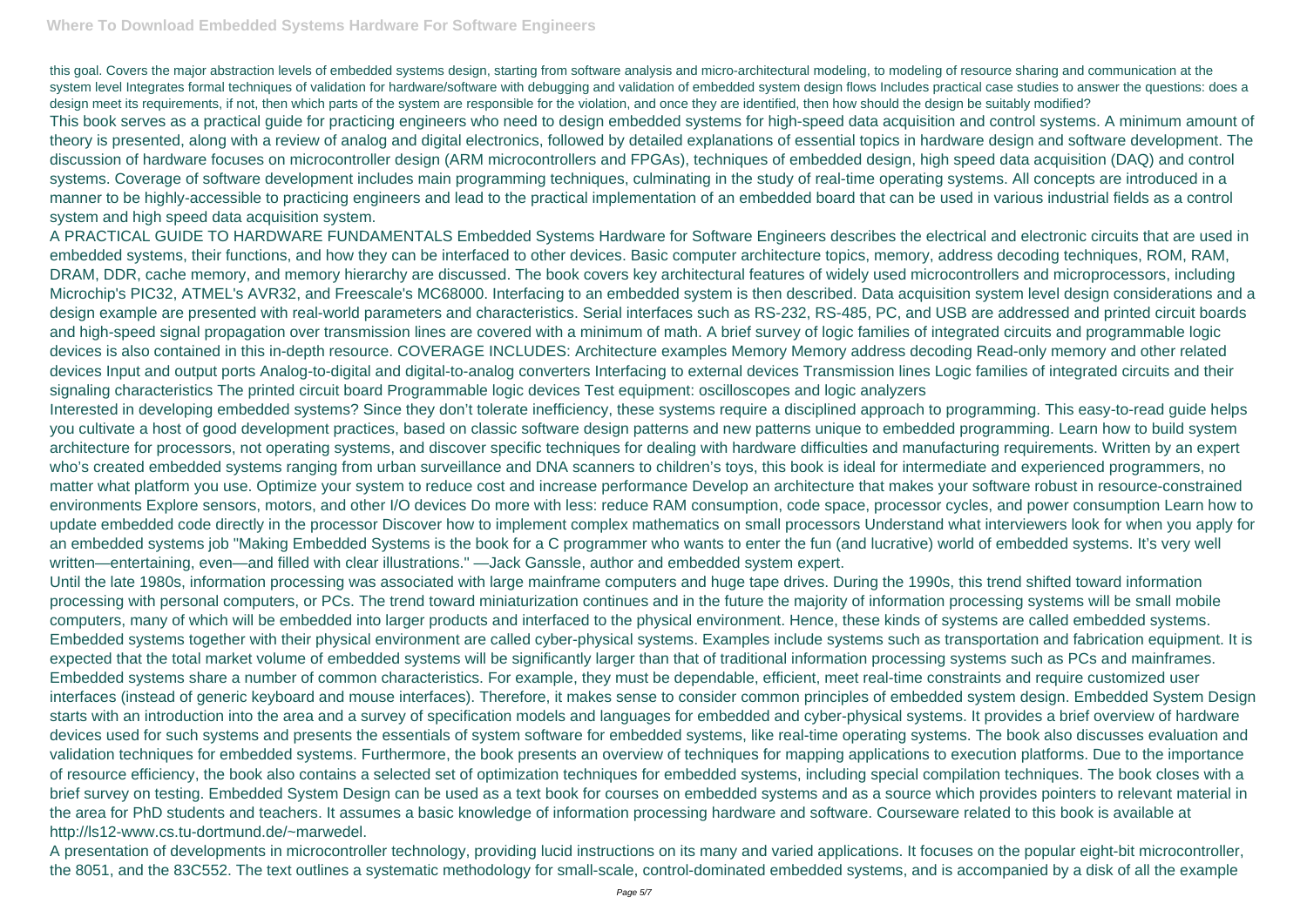this goal. Covers the major abstraction levels of embedded systems design, starting from software analysis and micro-architectural modeling, to modeling of resource sharing and communication at the system level Integrates formal techniques of validation for hardware/software with debugging and validation of embedded system design flows Includes practical case studies to answer the questions: does a design meet its requirements, if not, then which parts of the system are responsible for the violation, and once they are identified, then how should the design be suitably modified?

This book serves as a practical guide for practicing engineers who need to design embedded systems for high-speed data acquisition and control systems. A minimum amount of theory is presented, along with a review of analog and digital electronics, followed by detailed explanations of essential topics in hardware design and software development. The discussion of hardware focuses on microcontroller design (ARM microcontrollers and FPGAs), techniques of embedded design, high speed data acquisition (DAQ) and control systems. Coverage of software development includes main programming techniques, culminating in the study of real-time operating systems. All concepts are introduced in a manner to be highly-accessible to practicing engineers and lead to the practical implementation of an embedded board that can be used in various industrial fields as a control system and high speed data acquisition system.

A PRACTICAL GUIDE TO HARDWARE FUNDAMENTALS Embedded Systems Hardware for Software Engineers describes the electrical and electronic circuits that are used in embedded systems, their functions, and how they can be interfaced to other devices. Basic computer architecture topics, memory, address decoding techniques, ROM, RAM, DRAM, DDR, cache memory, and memory hierarchy are discussed. The book covers key architectural features of widely used microcontrollers and microprocessors, including Microchip's PIC32, ATMEL's AVR32, and Freescale's MC68000. Interfacing to an embedded system is then described. Data acquisition system level design considerations and a design example are presented with real-world parameters and characteristics. Serial interfaces such as RS-232, RS-485, PC, and USB are addressed and printed circuit boards and high-speed signal propagation over transmission lines are covered with a minimum of math. A brief survey of logic families of integrated circuits and programmable logic devices is also contained in this in-depth resource. COVERAGE INCLUDES: Architecture examples Memory Memory address decoding Read-only memory and other related devices Input and output ports Analog-to-digital and digital-to-analog converters Interfacing to external devices Transmission lines Logic families of integrated circuits and their signaling characteristics The printed circuit board Programmable logic devices Test equipment: oscilloscopes and logic analyzers

Interested in developing embedded systems? Since they don't tolerate inefficiency, these systems require a disciplined approach to programming. This easy-to-read guide helps you cultivate a host of good development practices, based on classic software design patterns and new patterns unique to embedded programming. Learn how to build system architecture for processors, not operating systems, and discover specific techniques for dealing with hardware difficulties and manufacturing requirements. Written by an expert who's created embedded systems ranging from urban surveillance and DNA scanners to children's toys, this book is ideal for intermediate and experienced programmers, no matter what platform you use. Optimize your system to reduce cost and increase performance Develop an architecture that makes your software robust in resource-constrained environments Explore sensors, motors, and other I/O devices Do more with less: reduce RAM consumption, code space, processor cycles, and power consumption Learn how to update embedded code directly in the processor Discover how to implement complex mathematics on small processors Understand what interviewers look for when you apply for an embedded systems job "Making Embedded Systems is the book for a C programmer who wants to enter the fun (and lucrative) world of embedded systems. It's very well written—entertaining, even—and filled with clear illustrations." —Jack Ganssle, author and embedded system expert.

Until the late 1980s, information processing was associated with large mainframe computers and huge tape drives. During the 1990s, this trend shifted toward information processing with personal computers, or PCs. The trend toward miniaturization continues and in the future the majority of information processing systems will be small mobile computers, many of which will be embedded into larger products and interfaced to the physical environment. Hence, these kinds of systems are called embedded systems. Embedded systems together with their physical environment are called cyber-physical systems. Examples include systems such as transportation and fabrication equipment. It is expected that the total market volume of embedded systems will be significantly larger than that of traditional information processing systems such as PCs and mainframes. Embedded systems share a number of common characteristics. For example, they must be dependable, efficient, meet real-time constraints and require customized user interfaces (instead of generic keyboard and mouse interfaces). Therefore, it makes sense to consider common principles of embedded system design. Embedded System Design starts with an introduction into the area and a survey of specification models and languages for embedded and cyber-physical systems. It provides a brief overview of hardware devices used for such systems and presents the essentials of system software for embedded systems, like real-time operating systems. The book also discusses evaluation and validation techniques for embedded systems. Furthermore, the book presents an overview of techniques for mapping applications to execution platforms. Due to the importance of resource efficiency, the book also contains a selected set of optimization techniques for embedded systems, including special compilation techniques. The book closes with a brief survey on testing. Embedded System Design can be used as a text book for courses on embedded systems and as a source which provides pointers to relevant material in the area for PhD students and teachers. It assumes a basic knowledge of information processing hardware and software. Courseware related to this book is available at http://ls12-www.cs.tu-dortmund.de/~marwedel.

A presentation of developments in microcontroller technology, providing lucid instructions on its many and varied applications. It focuses on the popular eight-bit microcontroller, the 8051, and the 83C552. The text outlines a systematic methodology for small-scale, control-dominated embedded systems, and is accompanied by a disk of all the example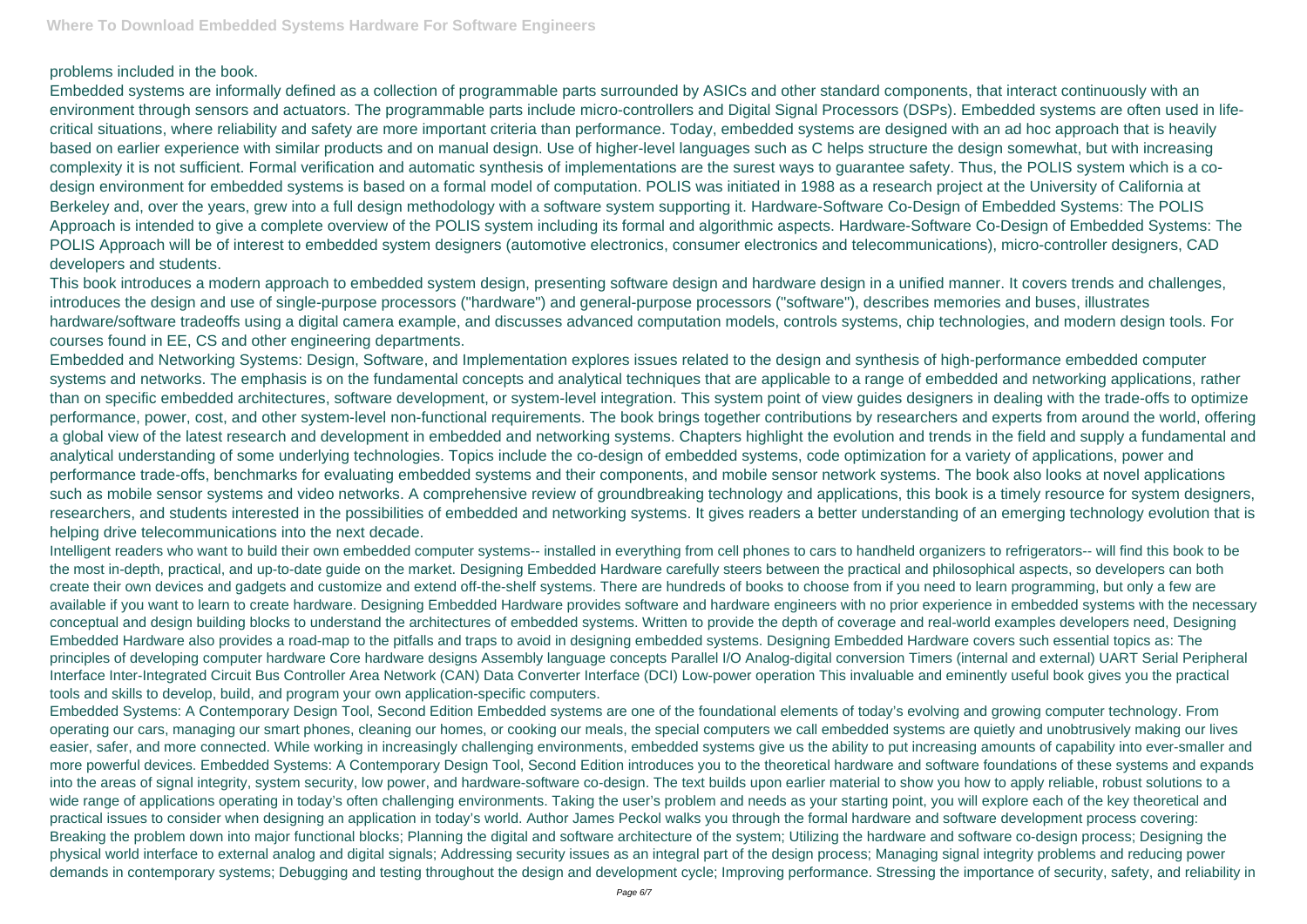problems included in the book.

Embedded systems are informally defined as a collection of programmable parts surrounded by ASICs and other standard components, that interact continuously with an environment through sensors and actuators. The programmable parts include micro-controllers and Digital Signal Processors (DSPs). Embedded systems are often used in life-critical situations, where reliability and safety are more important criteria than performance. Today, embedded systems are designed with an ad hoc approach that is heavily based on earlier experience with similar products and on manual design. Use of higher-level languages such as C helps structure the design somewhat, but with increasing complexity it is not sufficient. Formal verification and automatic synthesis of implementations are the surest ways to guarantee safety. Thus, the POLIS system which is a co-design environment for embedded systems is based on a formal model of computation. POLIS was initiated in 1988 as a research project at the University of California at Berkeley and, over the years, grew into a full design methodology with a software system supporting it. Hardware-Software Co-Design of Embedded Systems: The POLIS Approach is intended to give a complete overview of the POLIS system including its formal and algorithmic aspects. Hardware-Software Co-Design of Embedded Systems: The POLIS Approach will be of interest to embedded system designers (automotive electronics, consumer electronics and telecommunications), micro-controller designers, CAD developers and students.

This book introduces a modern approach to embedded system design, presenting software design and hardware design in a unified manner. It covers trends and challenges, introduces the design and use of single-purpose processors ("hardware") and general-purpose processors ("software"), describes memories and buses, illustrates hardware/software tradeoffs using a digital camera example, and discusses advanced computation models, controls systems, chip technologies, and modern design tools. For courses found in EE, CS and other engineering departments.

Embedded and Networking Systems: Design, Software, and Implementation explores issues related to the design and synthesis of high-performance embedded computer systems and networks. The emphasis is on the fundamental concepts and analytical techniques that are applicable to a range of embedded and networking applications, rather than on specific embedded architectures, software development, or system-level integration. This system point of view guides designers in dealing with the trade-offs to optimize performance, power, cost, and other system-level non-functional requirements. The book brings together contributions by researchers and experts from around the world, offering a global view of the latest research and development in embedded and networking systems. Chapters highlight the evolution and trends in the field and supply a fundamental and analytical understanding of some underlying technologies. Topics include the co-design of embedded systems, code optimization for a variety of applications, power and performance trade-offs, benchmarks for evaluating embedded systems and their components, and mobile sensor network systems. The book also looks at novel applications such as mobile sensor systems and video networks. A comprehensive review of groundbreaking technology and applications, this book is a timely resource for system designers, researchers, and students interested in the possibilities of embedded and networking systems. It gives readers a better understanding of an emerging technology evolution that is helping drive telecommunications into the next decade.

Intelligent readers who want to build their own embedded computer systems-- installed in everything from cell phones to cars to handheld organizers to refrigerators-- will find this book to be the most in-depth, practical, and up-to-date guide on the market. Designing Embedded Hardware carefully steers between the practical and philosophical aspects, so developers can both create their own devices and gadgets and customize and extend off-the-shelf systems. There are hundreds of books to choose from if you need to learn programming, but only a few are available if you want to learn to create hardware. Designing Embedded Hardware provides software and hardware engineers with no prior experience in embedded systems with the necessary conceptual and design building blocks to understand the architectures of embedded systems. Written to provide the depth of coverage and real-world examples developers need, Designing Embedded Hardware also provides a road-map to the pitfalls and traps to avoid in designing embedded systems. Designing Embedded Hardware covers such essential topics as: The principles of developing computer hardware Core hardware designs Assembly language concepts Parallel I/O Analog-digital conversion Timers (internal and external) UART Serial Peripheral Interface Inter-Integrated Circuit Bus Controller Area Network (CAN) Data Converter Interface (DCI) Low-power operation This invaluable and eminently useful book gives you the practical tools and skills to develop, build, and program your own application-specific computers.

Embedded Systems: A Contemporary Design Tool, Second Edition Embedded systems are one of the foundational elements of today's evolving and growing computer technology. From operating our cars, managing our smart phones, cleaning our homes, or cooking our meals, the special computers we call embedded systems are quietly and unobtrusively making our lives easier, safer, and more connected. While working in increasingly challenging environments, embedded systems give us the ability to put increasing amounts of capability into ever-smaller and more powerful devices. Embedded Systems: A Contemporary Design Tool, Second Edition introduces you to the theoretical hardware and software foundations of these systems and expands into the areas of signal integrity, system security, low power, and hardware-software co-design. The text builds upon earlier material to show you how to apply reliable, robust solutions to a wide range of applications operating in today's often challenging environments. Taking the user's problem and needs as your starting point, you will explore each of the key theoretical and practical issues to consider when designing an application in today's world. Author James Peckol walks you through the formal hardware and software development process covering: Breaking the problem down into major functional blocks; Planning the digital and software architecture of the system; Utilizing the hardware and software co-design process; Designing the physical world interface to external analog and digital signals; Addressing security issues as an integral part of the design process; Managing signal integrity problems and reducing power demands in contemporary systems; Debugging and testing throughout the design and development cycle; Improving performance. Stressing the importance of security, safety, and reliability in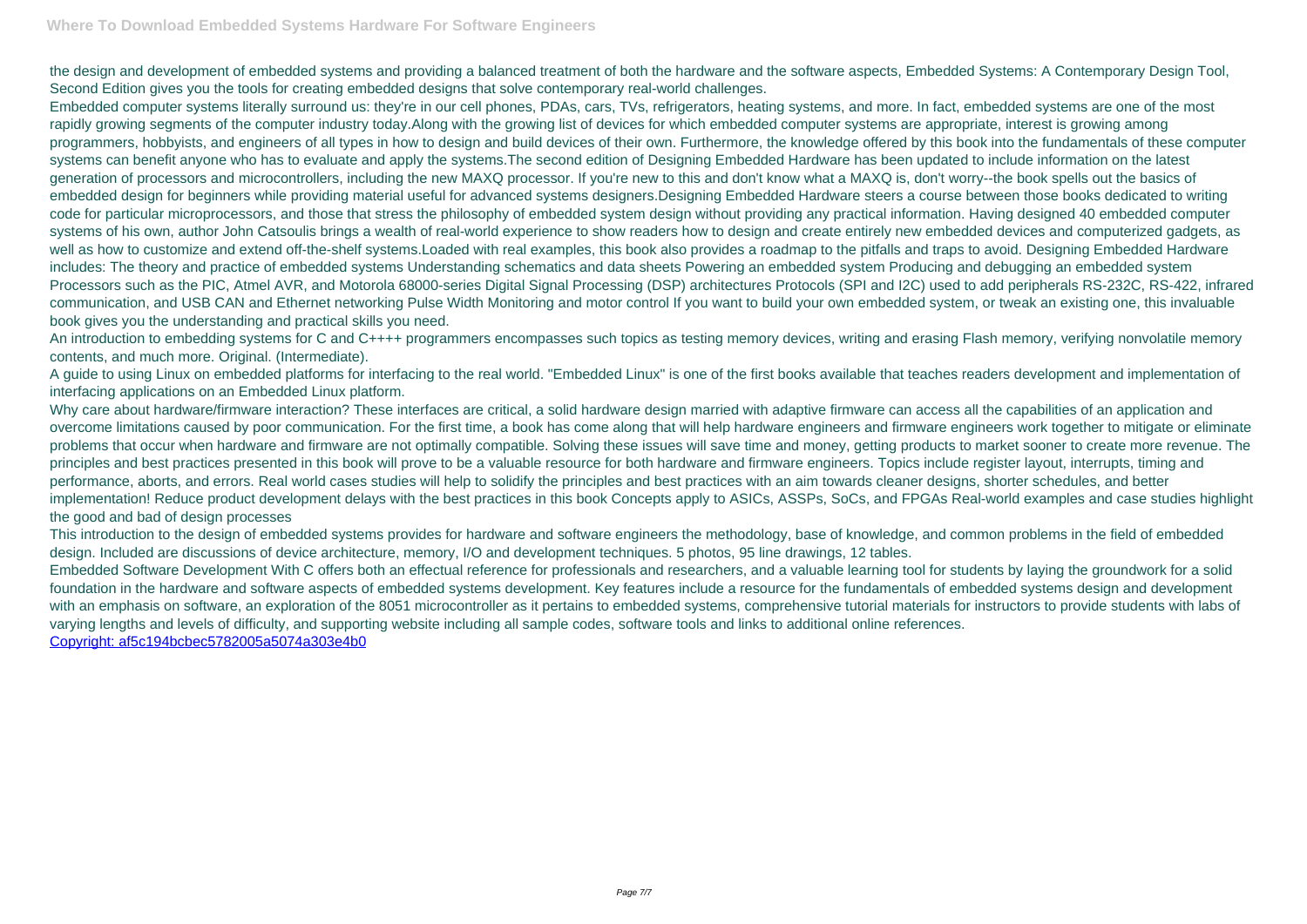the design and development of embedded systems and providing a balanced treatment of both the hardware and the software aspects, Embedded Systems: A Contemporary Design Tool, Second Edition gives you the tools for creating embedded designs that solve contemporary real-world challenges.

Embedded computer systems literally surround us: they're in our cell phones, PDAs, cars, TVs, refrigerators, heating systems, and more. In fact, embedded systems are one of the most rapidly growing segments of the computer industry today.Along with the growing list of devices for which embedded computer systems are appropriate, interest is growing among programmers, hobbyists, and engineers of all types in how to design and build devices of their own. Furthermore, the knowledge offered by this book into the fundamentals of these computer systems can benefit anyone who has to evaluate and apply the systems.The second edition of Designing Embedded Hardware has been updated to include information on the latest generation of processors and microcontrollers, including the new MAXQ processor. If you're new to this and don't know what a MAXQ is, don't worry--the book spells out the basics of embedded design for beginners while providing material useful for advanced systems designers.Designing Embedded Hardware steers a course between those books dedicated to writing code for particular microprocessors, and those that stress the philosophy of embedded system design without providing any practical information. Having designed 40 embedded computer systems of his own, author John Catsoulis brings a wealth of real-world experience to show readers how to design and create entirely new embedded devices and computerized gadgets, as well as how to customize and extend off-the-shelf systems.Loaded with real examples, this book also provides a roadmap to the pitfalls and traps to avoid. Designing Embedded Hardware includes: The theory and practice of embedded systems Understanding schematics and data sheets Powering an embedded system Producing and debugging an embedded system Processors such as the PIC, Atmel AVR, and Motorola 68000-series Digital Signal Processing (DSP) architectures Protocols (SPI and I2C) used to add peripherals RS-232C, RS-422, infrared communication, and USB CAN and Ethernet networking Pulse Width Monitoring and motor control If you want to build your own embedded system, or tweak an existing one, this invaluable book gives you the understanding and practical skills you need.

An introduction to embedding systems for C and C++++ programmers encompasses such topics as testing memory devices, writing and erasing Flash memory, verifying nonvolatile memory contents, and much more. Original. (Intermediate).

A guide to using Linux on embedded platforms for interfacing to the real world. "Embedded Linux" is one of the first books available that teaches readers development and implementation of interfacing applications on an Embedded Linux platform.

Why care about hardware/firmware interaction? These interfaces are critical, a solid hardware design married with adaptive firmware can access all the capabilities of an application and overcome limitations caused by poor communication. For the first time, a book has come along that will help hardware engineers and firmware engineers work together to mitigate or eliminate problems that occur when hardware and firmware are not optimally compatible. Solving these issues will save time and money, getting products to market sooner to create more revenue. The principles and best practices presented in this book will prove to be a valuable resource for both hardware and firmware engineers. Topics include register layout, interrupts, timing and performance, aborts, and errors. Real world cases studies will help to solidify the principles and best practices with an aim towards cleaner designs, shorter schedules, and better implementation! Reduce product development delays with the best practices in this book Concepts apply to ASICs, ASSPs, SoCs, and FPGAs Real-world examples and case studies highlight the good and bad of design processes

This introduction to the design of embedded systems provides for hardware and software engineers the methodology, base of knowledge, and common problems in the field of embedded design. Included are discussions of device architecture, memory, I/O and development techniques. 5 photos, 95 line drawings, 12 tables.

Embedded Software Development With C offers both an effectual reference for professionals and researchers, and a valuable learning tool for students by laying the groundwork for a solid foundation in the hardware and software aspects of embedded systems development. Key features include a resource for the fundamentals of embedded systems design and development with an emphasis on software, an exploration of the 8051 microcontroller as it pertains to embedded systems, comprehensive tutorial materials for instructors to provide students with labs of varying lengths and levels of difficulty, and supporting website including all sample codes, software tools and links to additional online references.

Copyright: af5c194bcbec5782005a5074a303e4b0